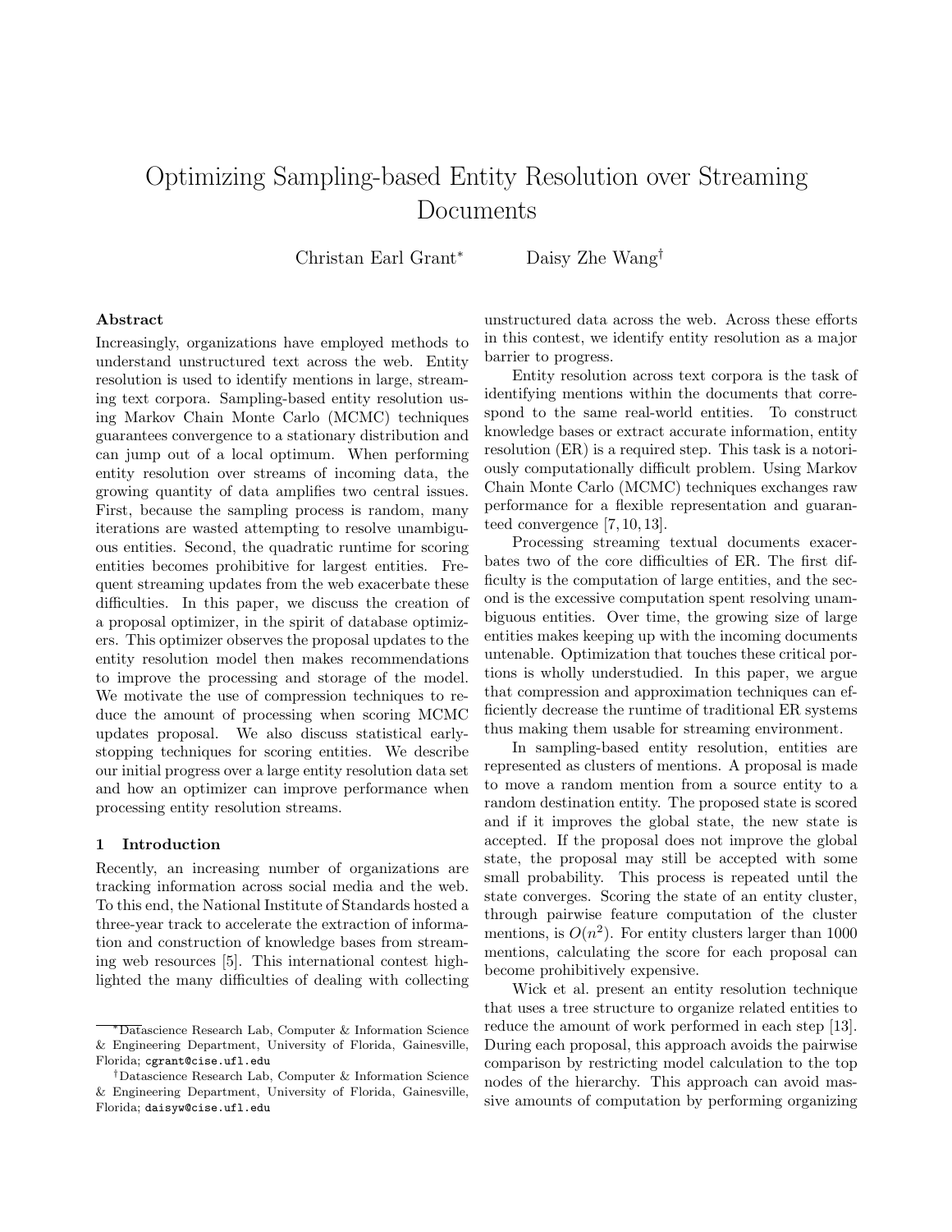# Optimizing Sampling-based Entity Resolution over Streaming Documents

Christan Earl Grant[*] Daisy Zhe Wang[†]

## Abstract

Increasingly, organizations have employed methods to understand unstructured text across the web. Entity resolution is used to identify mentions in large, streaming text corpora. Sampling-based entity resolution using Markov Chain Monte Carlo (MCMC) techniques guarantees convergence to a stationary distribution and can jump out of a local optimum. When performing entity resolution over streams of incoming data, the growing quantity of data amplifies two central issues. First, because the sampling process is random, many iterations are wasted attempting to resolve unambiguous entities. Second, the quadratic runtime for scoring entities becomes prohibitive for largest entities. Frequent streaming updates from the web exacerbate these difficulties. In this paper, we discuss the creation of a proposal optimizer, in the spirit of database optimizers. This optimizer observes the proposal updates to the entity resolution model then makes recommendations to improve the processing and storage of the model. We motivate the use of compression techniques to reduce the amount of processing when scoring MCMC updates proposal. We also discuss statistical early-stopping techniques for scoring entities. We describe our initial progress over a large entity resolution data set and how an optimizer can improve performance when processing entity resolution streams.

## 1 Introduction

Recently, an increasing number of organizations are tracking information across social media and the web. To this end, the National Institute of Standards hosted a three-year track to accelerate the extraction of information and construction of knowledge bases from streaming web resources [5]. This international contest highlighted the many difficulties of dealing with collecting unstructured data across the web. Across these efforts in this contest, we identify entity resolution as a major barrier to progress.

Entity resolution across text corpora is the task of identifying mentions within the documents that correspond to the same real-world entities. To construct knowledge bases or extract accurate information, entity resolution (ER) is a required step. This task is a notoriously computationally difficult problem. Using Markov Chain Monte Carlo (MCMC) techniques exchanges raw performance for a flexible representation and guaranteed convergence [7, 10, 13].

Processing streaming textual documents exacerbates two of the core difficulties of ER. The first difficulty is the computation of large entities, and the second is the excessive computation spent resolving unambiguous entities. Over time, the growing size of large entities makes keeping up with the incoming documents untenable. Optimization that touches these critical portions is wholly understudied. In this paper, we argue that compression and approximation techniques can efficiently decrease the runtime of traditional ER systems thus making them usable for streaming environment.

In sampling-based entity resolution, entities are represented as clusters of mentions. A proposal is made to move a random mention from a source entity to a random destination entity. The proposed state is scored and if it improves the global state, the new state is accepted. If the proposal does not improve the global state, the proposal may still be accepted with some small probability. This process is repeated until the state converges. Scoring the state of an entity cluster, through pairwise feature computation of the cluster mentions, is $O(n^2)$. For entity clusters larger than 1000 mentions, calculating the score for each proposal can become prohibitively expensive.

Wick et al. present an entity resolution technique that uses a tree structure to organize related entities to reduce the amount of work performed in each step [13]. During each proposal, this approach avoids the pairwise comparison by restricting model calculation to the top nodes of the hierarchy. This approach can avoid massive amounts of computation by performing organizing

---

[*] Datascience Research Lab, Computer & Information Science & Engineering Department, University of Florida, Gainesville, Florida; cgrant@cise.ufl.edu

[†] Datascience Research Lab, Computer & Information Science & Engineering Department, University of Florida, Gainesville, Florida; daisyw@cise.ufl.edu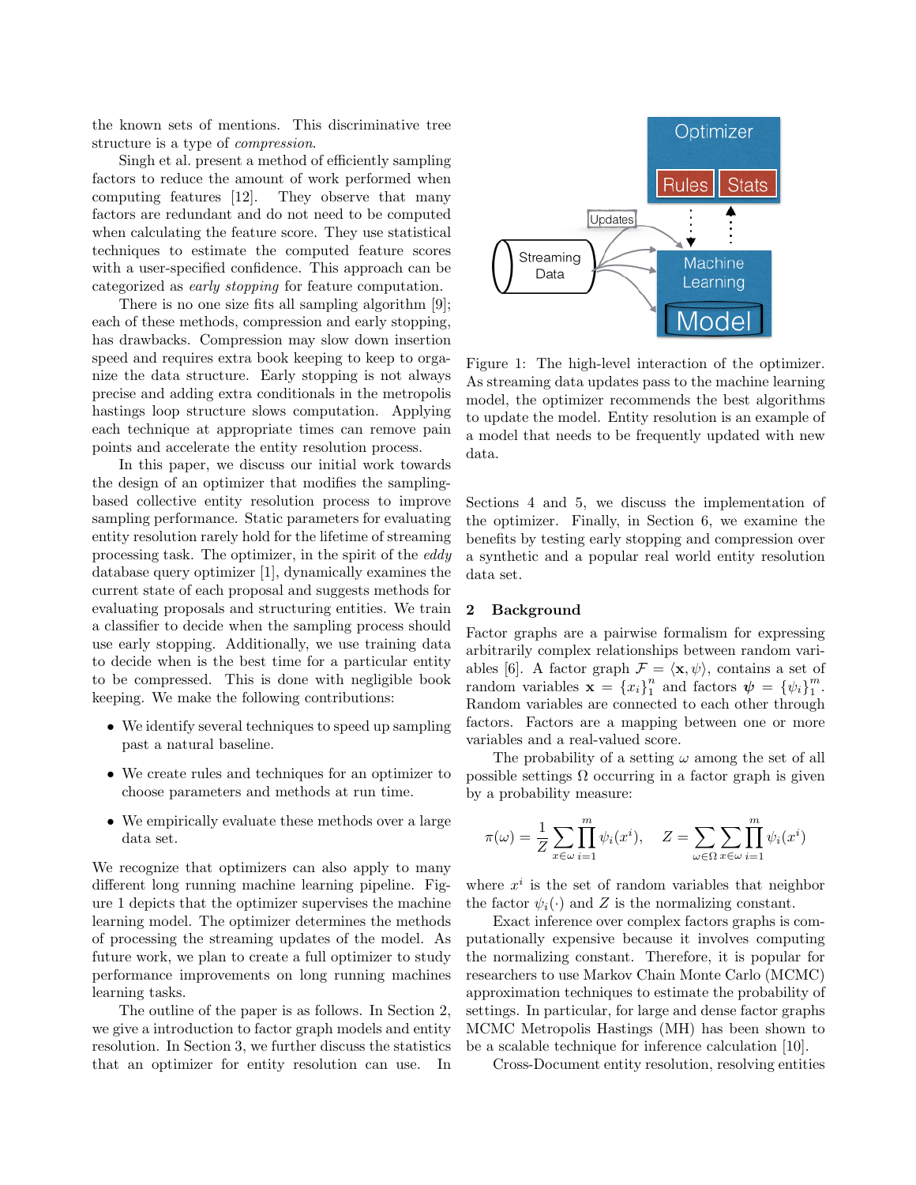the known sets of mentions. This discriminative tree structure is a type of *compression*.

Singh et al. present a method of efficiently sampling factors to reduce the amount of work performed when computing features [12]. They observe that many factors are redundant and do not need to be computed when calculating the feature score. They use statistical techniques to estimate the computed feature scores with a user-specified confidence. This approach can be categorized as *early stopping* for feature computation.

There is no one size fits all sampling algorithm [9]; each of these methods, compression and early stopping, has drawbacks. Compression may slow down insertion speed and requires extra book keeping to keep to organize the data structure. Early stopping is not always precise and adding extra conditionals in the metropolis hastings loop structure slows computation. Applying each technique at appropriate times can remove pain points and accelerate the entity resolution process.

In this paper, we discuss our initial work towards the design of an optimizer that modifies the sampling-based collective entity resolution process to improve sampling performance. Static parameters for evaluating entity resolution rarely hold for the lifetime of streaming processing task. The optimizer, in the spirit of the *eddy* database query optimizer [1], dynamically examines the current state of each proposal and suggests methods for evaluating proposals and structuring entities. We train a classifier to decide when the sampling process should use early stopping. Additionally, we use training data to decide when is the best time for a particular entity to be compressed. This is done with negligible book keeping. We make the following contributions:

- We identify several techniques to speed up sampling past a natural baseline.
- We create rules and techniques for an optimizer to choose parameters and methods at run time.
- We empirically evaluate these methods over a large data set.

We recognize that optimizers can also apply to many different long running machine learning pipeline. Figure 1 depicts that the optimizer supervises the machine learning model. The optimizer determines the methods of processing the streaming updates of the model. As future work, we plan to create a full optimizer to study performance improvements on long running machines learning tasks.

The outline of the paper is as follows. In Section 2, we give a introduction to factor graph models and entity resolution. In Section 3, we further discuss the statistics that an optimizer for entity resolution can use. In Sections 4 and 5, we discuss the implementation of the optimizer. Finally, in Section 6, we examine the benefits by testing early stopping and compression over a synthetic and a popular real world entity resolution data set.

Figure 1: The high-level interaction of the optimizer. As streaming data updates pass to the machine learning model, the optimizer recommends the best algorithms to update the model. Entity resolution is an example of a model that needs to be frequently updated with new data.

## 2 Background

Factor graphs are a pairwise formalism for expressing arbitrarily complex relationships between random variables [6]. A factor graph $\mathcal{F} = \langle \mathbf{x}, \psi \rangle$, contains a set of random variables $\mathbf{x} = \{x_i\}_1^n$ and factors $\boldsymbol{\psi} = \{\psi_i\}_1^m$. Random variables are connected to each other through factors. Factors are a mapping between one or more variables and a real-valued score.

The probability of a setting $\omega$ among the set of all possible settings $\Omega$ occurring in a factor graph is given by a probability measure:

$$\pi(\omega) = \frac{1}{Z} \sum_{x \in \omega} \prod_{i=1}^{m} \psi_i(x^i), \quad Z = \sum_{\omega \in \Omega} \sum_{x \in \omega} \prod_{i=1}^{m} \psi_i(x^i)$$

where $x^i$ is the set of random variables that neighbor the factor $\psi_i(\cdot)$ and $Z$ is the normalizing constant.

Exact inference over complex factors graphs is computationally expensive because it involves computing the normalizing constant. Therefore, it is popular for researchers to use Markov Chain Monte Carlo (MCMC) approximation techniques to estimate the probability of settings. In particular, for large and dense factor graphs MCMC Metropolis Hastings (MH) has been shown to be a scalable technique for inference calculation [10].

Cross-Document entity resolution, resolving entities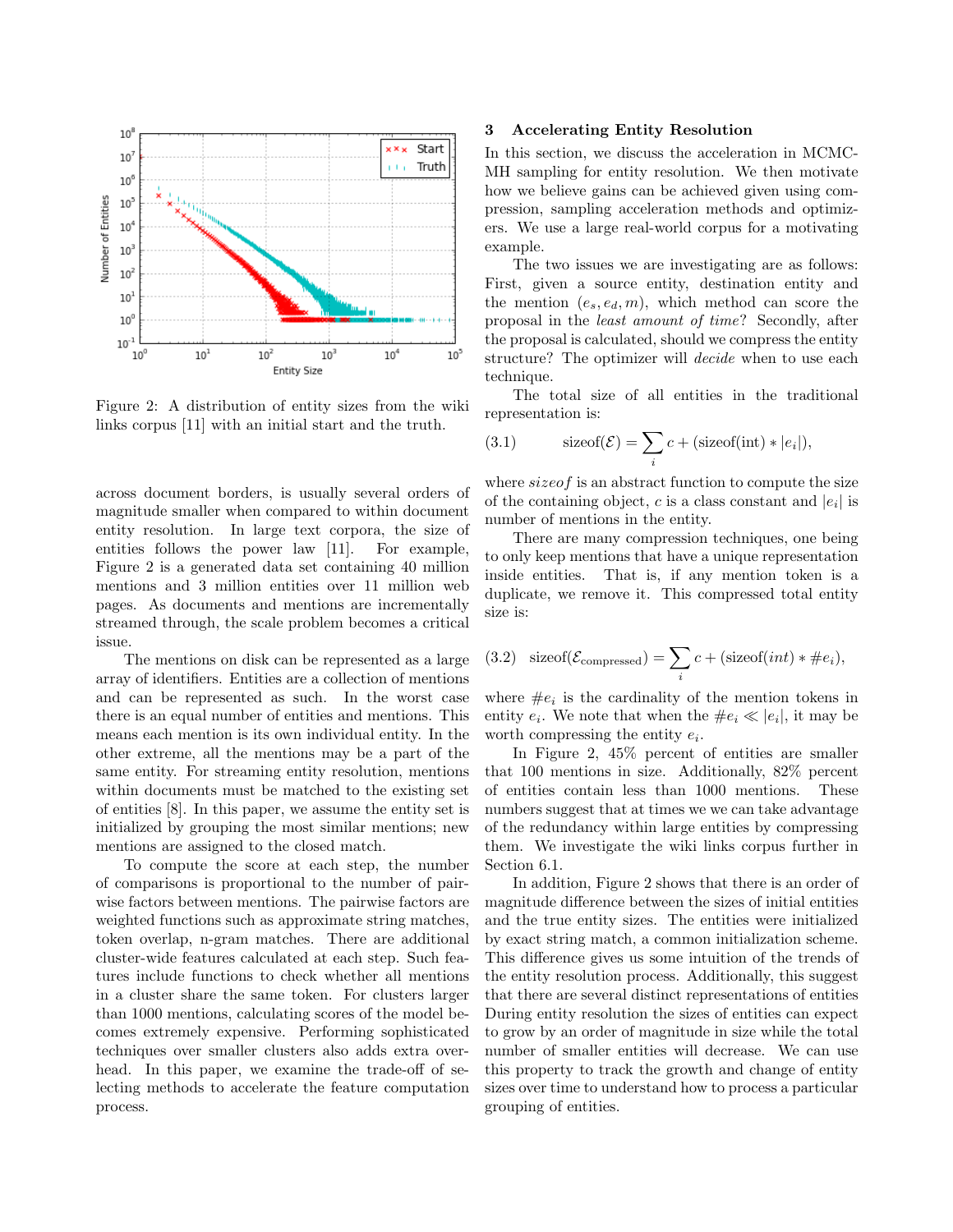Figure 2: A distribution of entity sizes from the wiki links corpus [11] with an initial start and the truth.

across document borders, is usually several orders of magnitude smaller when compared to within document entity resolution. In large text corpora, the size of entities follows the power law [11]. For example, Figure 2 is a generated data set containing 40 million mentions and 3 million entities over 11 million web pages. As documents and mentions are incrementally streamed through, the scale problem becomes a critical issue.

The mentions on disk can be represented as a large array of identifiers. Entities are a collection of mentions and can be represented as such. In the worst case there is an equal number of entities and mentions. This means each mention is its own individual entity. In the other extreme, all the mentions may be a part of the same entity. For streaming entity resolution, mentions within documents must be matched to the existing set of entities [8]. In this paper, we assume the entity set is initialized by grouping the most similar mentions; new mentions are assigned to the closed match.

To compute the score at each step, the number of comparisons is proportional to the number of pairwise factors between mentions. The pairwise factors are weighted functions such as approximate string matches, token overlap, n-gram matches. There are additional cluster-wide features calculated at each step. Such features include functions to check whether all mentions in a cluster share the same token. For clusters larger than 1000 mentions, calculating scores of the model becomes extremely expensive. Performing sophisticated techniques over smaller clusters also adds extra overhead. In this paper, we examine the trade-off of selecting methods to accelerate the feature computation process.

## 3 Accelerating Entity Resolution

In this section, we discuss the acceleration in MCMC-MH sampling for entity resolution. We then motivate how we believe gains can be achieved given using compression, sampling acceleration methods and optimizers. We use a large real-world corpus for a motivating example.

The two issues we are investigating are as follows: First, given a source entity, destination entity and the mention $(e_s, e_d, m)$, which method can score the proposal in the *least amount of time*? Secondly, after the proposal is calculated, should we compress the entity structure? The optimizer will *decide* when to use each technique.

The total size of all entities in the traditional representation is:

$$\text{(3.1)} \qquad \text{sizeof}(\mathcal{E}) = \sum_i c + (\text{sizeof}(\text{int}) * |e_i|),$$

where *sizeof* is an abstract function to compute the size of the containing object, $c$ is a class constant and $|e_i|$ is number of mentions in the entity.

There are many compression techniques, one being to only keep mentions that have a unique representation inside entities. That is, if any mention token is a duplicate, we remove it. This compressed total entity size is:

$$\text{(3.2)} \quad \text{sizeof}(\mathcal{E}_{\text{compressed}}) = \sum_i c + (\text{sizeof}(int) * \#e_i),$$

where $\#e_i$ is the cardinality of the mention tokens in entity $e_i$. We note that when the $\#e_i \ll |e_i|$, it may be worth compressing the entity $e_i$.

In Figure 2, 45% percent of entities are smaller that 100 mentions in size. Additionally, 82% percent of entities contain less than 1000 mentions. These numbers suggest that at times we we can take advantage of the redundancy within large entities by compressing them. We investigate the wiki links corpus further in Section 6.1.

In addition, Figure 2 shows that there is an order of magnitude difference between the sizes of initial entities and the true entity sizes. The entities were initialized by exact string match, a common initialization scheme. This difference gives us some intuition of the trends of the entity resolution process. Additionally, this suggest that there are several distinct representations of entities During entity resolution the sizes of entities can expect to grow by an order of magnitude in size while the total number of smaller entities will decrease. We can use this property to track the growth and change of entity sizes over time to understand how to process a particular grouping of entities.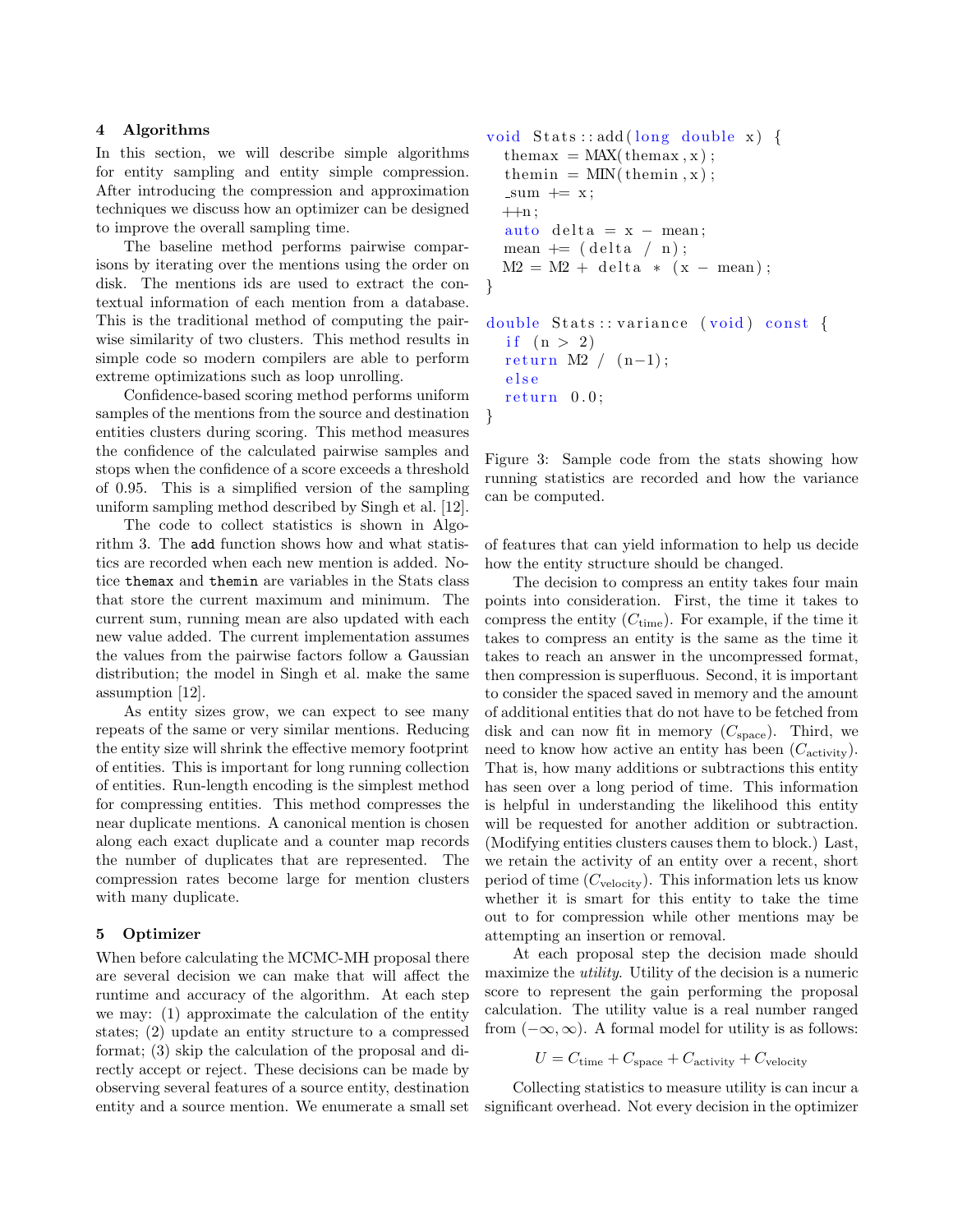## 4 Algorithms

In this section, we will describe simple algorithms for entity sampling and entity simple compression. After introducing the compression and approximation techniques we discuss how an optimizer can be designed to improve the overall sampling time.

The baseline method performs pairwise comparisons by iterating over the mentions using the order on disk. The mentions ids are used to extract the contextual information of each mention from a database. This is the traditional method of computing the pairwise similarity of two clusters. This method results in simple code so modern compilers are able to perform extreme optimizations such as loop unrolling.

Confidence-based scoring method performs uniform samples of the mentions from the source and destination entities clusters during scoring. This method measures the confidence of the calculated pairwise samples and stops when the confidence of a score exceeds a threshold of 0.95. This is a simplified version of the sampling uniform sampling method described by Singh et al. [12].

The code to collect statistics is shown in Algorithm 3. The `add` function shows how and what statistics are recorded when each new mention is added. Notice `themax` and `themin` are variables in the Stats class that store the current maximum and minimum. The current sum, running mean are also updated with each new value added. The current implementation assumes the values from the pairwise factors follow a Gaussian distribution; the model in Singh et al. make the same assumption [12].

As entity sizes grow, we can expect to see many repeats of the same or very similar mentions. Reducing the entity size will shrink the effective memory footprint of entities. This is important for long running collection of entities. Run-length encoding is the simplest method for compressing entities. This method compresses the near duplicate mentions. A canonical mention is chosen along each exact duplicate and a counter map records the number of duplicates that are represented. The compression rates become large for mention clusters with many duplicate.

```
void Stats::add(long double x) {
  themax = MAX(themax,x);
  themin = MIN(themin,x);
  _sum += x;
  ++n;
  auto delta = x - mean;
  mean += (delta / n);
  M2 = M2 + delta * (x - mean);
}

double Stats::variance (void) const {
  if (n > 2)
  return M2 / (n-1);
  else
  return 0.0;
}
```

Figure 3: Sample code from the stats showing how running statistics are recorded and how the variance can be computed.

## 5 Optimizer

When before calculating the MCMC-MH proposal there are several decision we can make that will affect the runtime and accuracy of the algorithm. At each step we may: (1) approximate the calculation of the entity states; (2) update an entity structure to a compressed format; (3) skip the calculation of the proposal and directly accept or reject. These decisions can be made by observing several features of a source entity, destination entity and a source mention. We enumerate a small set of features that can yield information to help us decide how the entity structure should be changed.

The decision to compress an entity takes four main points into consideration. First, the time it takes to compress the entity ($C_{\text{time}}$). For example, if the time it takes to compress an entity is the same as the time it takes to reach an answer in the uncompressed format, then compression is superfluous. Second, it is important to consider the spaced saved in memory and the amount of additional entities that do not have to be fetched from disk and can now fit in memory ($C_{\text{space}}$). Third, we need to know how active an entity has been ($C_{\text{activity}}$). That is, how many additions or subtractions this entity has seen over a long period of time. This information is helpful in understanding the likelihood this entity will be requested for another addition or subtraction. (Modifying entities clusters causes them to block.) Last, we retain the activity of an entity over a recent, short period of time ($C_{\text{velocity}}$). This information lets us know whether it is smart for this entity to take the time out to for compression while other mentions may be attempting an insertion or removal.

At each proposal step the decision made should maximize the *utility*. Utility of the decision is a numeric score to represent the gain performing the proposal calculation. The utility value is a real number ranged from $(-\infty, \infty)$. A formal model for utility is as follows:

$$U = C_{\text{time}} + C_{\text{space}} + C_{\text{activity}} + C_{\text{velocity}}$$

Collecting statistics to measure utility is can incur a significant overhead. Not every decision in the optimizer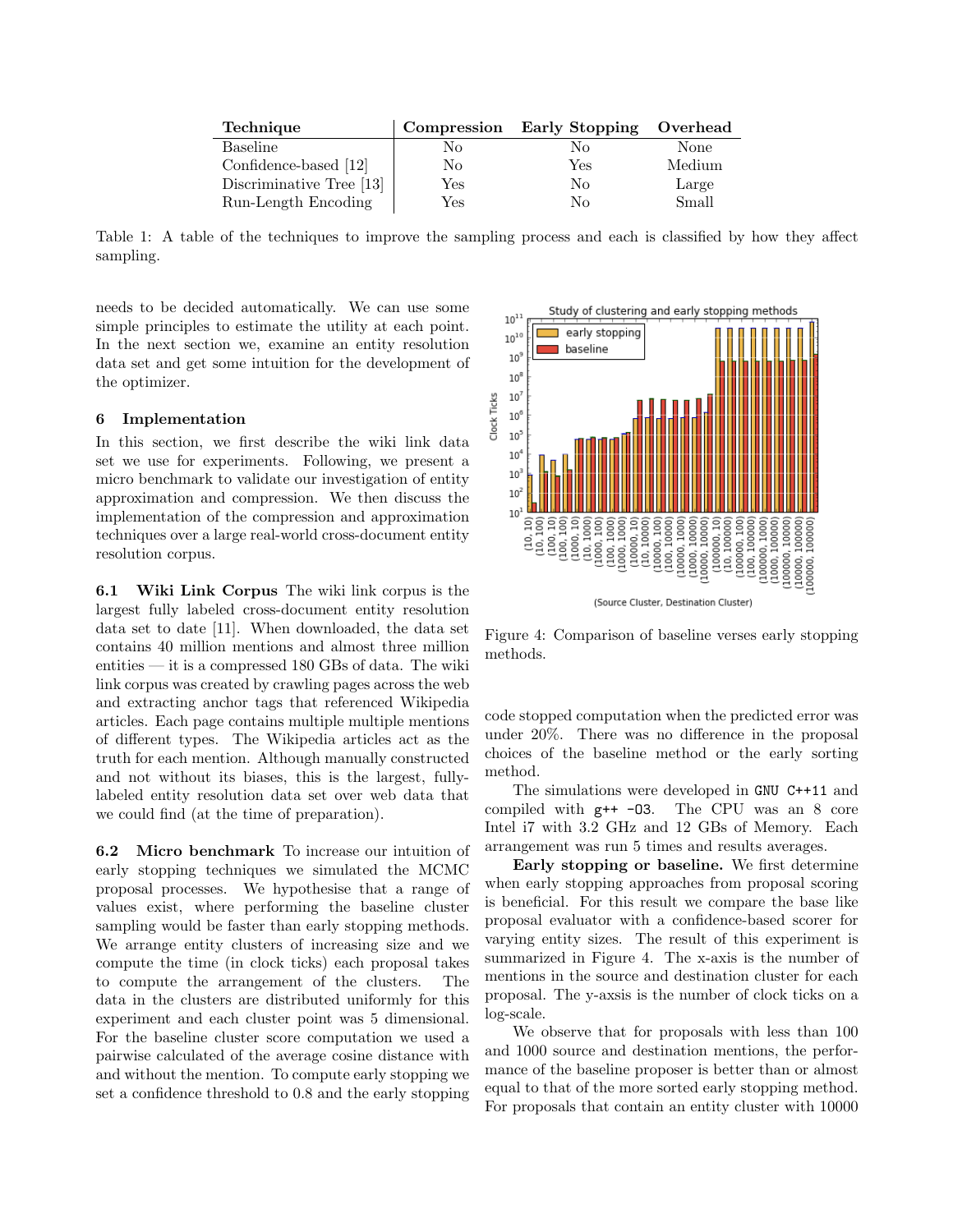| Technique | Compression | Early Stopping | Overhead |
|---|---|---|---|
| Baseline | No | No | None |
| Confidence-based [12] | No | Yes | Medium |
| Discriminative Tree [13] | Yes | No | Large |
| Run-Length Encoding | Yes | No | Small |

Table 1: A table of the techniques to improve the sampling process and each is classified by how they affect sampling.

needs to be decided automatically. We can use some simple principles to estimate the utility at each point. In the next section we, examine an entity resolution data set and get some intuition for the development of the optimizer.

## 6 Implementation

In this section, we first describe the wiki link data set we use for experiments. Following, we present a micro benchmark to validate our investigation of entity approximation and compression. We then discuss the implementation of the compression and approximation techniques over a large real-world cross-document entity resolution corpus.

**6.1 Wiki Link Corpus** The wiki link corpus is the largest fully labeled cross-document entity resolution data set to date [11]. When downloaded, the data set contains 40 million mentions and almost three million entities — it is a compressed 180 GBs of data. The wiki link corpus was created by crawling pages across the web and extracting anchor tags that referenced Wikipedia articles. Each page contains multiple multiple mentions of different types. The Wikipedia articles act as the truth for each mention. Although manually constructed and not without its biases, this is the largest, fully-labeled entity resolution data set over web data that we could find (at the time of preparation).

**6.2 Micro benchmark** To increase our intuition of early stopping techniques we simulated the MCMC proposal processes. We hypothesise that a range of values exist, where performing the baseline cluster sampling would be faster than early stopping methods. We arrange entity clusters of increasing size and we compute the time (in clock ticks) each proposal takes to compute the arrangement of the clusters. The data in the clusters are distributed uniformly for this experiment and each cluster point was 5 dimensional. For the baseline cluster score computation we used a pairwise calculated of the average cosine distance with and without the mention. To compute early stopping we set a confidence threshold to 0.8 and the early stopping code stopped computation when the predicted error was under 20%. There was no difference in the proposal choices of the baseline method or the early sorting method.

Figure 4: Comparison of baseline verses early stopping methods.

The simulations were developed in `GNU C++11` and compiled with `g++ -O3`. The CPU was an 8 core Intel i7 with 3.2 GHz and 12 GBs of Memory. Each arrangement was run 5 times and results averages.

**Early stopping or baseline.** We first determine when early stopping approaches from proposal scoring is beneficial. For this result we compare the base like proposal evaluator with a confidence-based scorer for varying entity sizes. The result of this experiment is summarized in Figure 4. The x-axis is the number of mentions in the source and destination cluster for each proposal. The y-axsis is the number of clock ticks on a log-scale.

We observe that for proposals with less than 100 and 1000 source and destination mentions, the performance of the baseline proposer is better than or almost equal to that of the more sorted early stopping method. For proposals that contain an entity cluster with 10000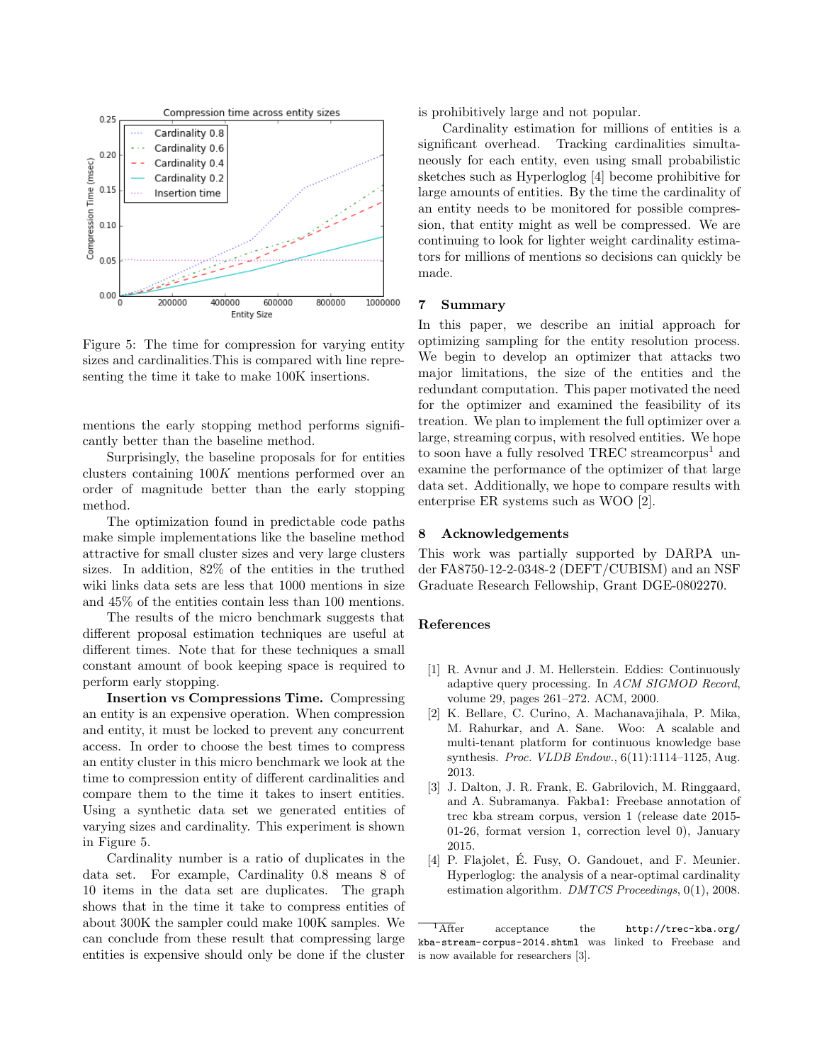Figure 5: The time for compression for varying entity sizes and cardinalities.This is compared with line representing the time it take to make 100K insertions.

mentions the early stopping method performs significantly better than the baseline method.

Surprisingly, the baseline proposals for for entities clusters containing $100K$ mentions performed over an order of magnitude better than the early stopping method.

The optimization found in predictable code paths make simple implementations like the baseline method attractive for small cluster sizes and very large clusters sizes. In addition, 82% of the entities in the truthed wiki links data sets are less that 1000 mentions in size and 45% of the entities contain less than 100 mentions.

The results of the micro benchmark suggests that different proposal estimation techniques are useful at different times. Note that for these techniques a small constant amount of book keeping space is required to perform early stopping.

**Insertion vs Compressions Time.** Compressing an entity is an expensive operation. When compression and entity, it must be locked to prevent any concurrent access. In order to choose the best times to compress an entity cluster in this micro benchmark we look at the time to compression entity of different cardinalities and compare them to the time it takes to insert entities. Using a synthetic data set we generated entities of varying sizes and cardinality. This experiment is shown in Figure 5.

Cardinality number is a ratio of duplicates in the data set. For example, Cardinality 0.8 means 8 of 10 items in the data set are duplicates. The graph shows that in the time it take to compress entities of about 300K the sampler could make 100K samples. We can conclude from these result that compressing large entities is expensive should only be done if the cluster is prohibitively large and not popular.

Cardinality estimation for millions of entities is a significant overhead. Tracking cardinalities simultaneously for each entity, even using small probabilistic sketches such as Hyperloglog [4] become prohibitive for large amounts of entities. By the time the cardinality of an entity needs to be monitored for possible compression, that entity might as well be compressed. We are continuing to look for lighter weight cardinality estimators for millions of mentions so decisions can quickly be made.

## 7 Summary

In this paper, we describe an initial approach for optimizing sampling for the entity resolution process. We begin to develop an optimizer that attacks two major limitations, the size of the entities and the redundant computation. This paper motivated the need for the optimizer and examined the feasibility of its treation. We plan to implement the full optimizer over a large, streaming corpus, with resolved entities. We hope to soon have a fully resolved TREC streamcorpus[1] and examine the performance of the optimizer of that large data set. Additionally, we hope to compare results with enterprise ER systems such as WOO [2].

## 8 Acknowledgements

This work was partially supported by DARPA under FA8750-12-2-0348-2 (DEFT/CUBISM) and an NSF Graduate Research Fellowship, Grant DGE-0802270.

## References

[1] R. Avnur and J. M. Hellerstein. Eddies: Continuously adaptive query processing. In *ACM SIGMOD Record*, volume 29, pages 261–272. ACM, 2000.

[2] K. Bellare, C. Curino, A. Machanavajihala, P. Mika, M. Rahurkar, and A. Sane. Woo: A scalable and multi-tenant platform for continuous knowledge base synthesis. *Proc. VLDB Endow.*, 6(11):1114–1125, Aug. 2013.

[3] J. Dalton, J. R. Frank, E. Gabrilovich, M. Ringgaard, and A. Subramanya. Fakba1: Freebase annotation of trec kba stream corpus, version 1 (release date 2015-01-26, format version 1, correction level 0), January 2015.

[4] P. Flajolet, É. Fusy, O. Gandouet, and F. Meunier. Hyperloglog: the analysis of a near-optimal cardinality estimation algorithm. *DMTCS Proceedings*, 0(1), 2008.

[1] After acceptance the `http://trec-kba.org/kba-stream-corpus-2014.shtml` was linked to Freebase and is now available for researchers [3].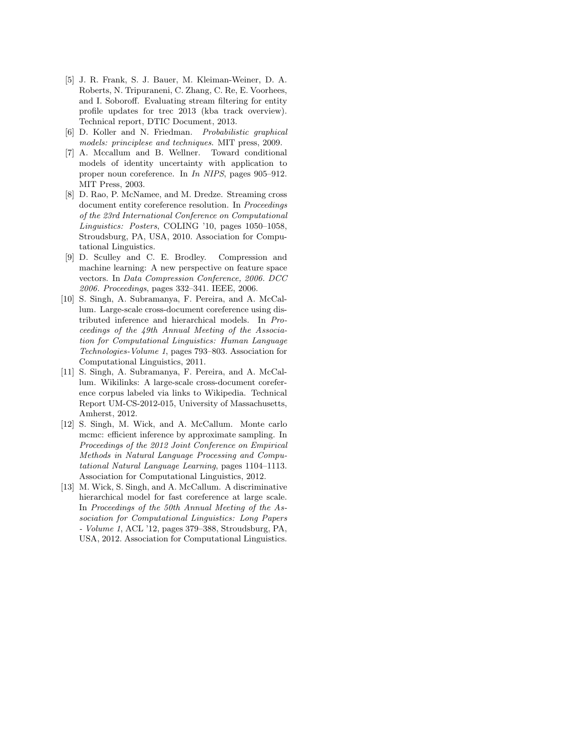[5] J. R. Frank, S. J. Bauer, M. Kleiman-Weiner, D. A. Roberts, N. Tripuraneni, C. Zhang, C. Re, E. Voorhees, and I. Soboroff. Evaluating stream filtering for entity profile updates for trec 2013 (kba track overview). Technical report, DTIC Document, 2013.

[6] D. Koller and N. Friedman. *Probabilistic graphical models: principlese and techniques*. MIT press, 2009.

[7] A. Mccallum and B. Wellner. Toward conditional models of identity uncertainty with application to proper noun coreference. In *In NIPS*, pages 905–912. MIT Press, 2003.

[8] D. Rao, P. McNamee, and M. Dredze. Streaming cross document entity coreference resolution. In *Proceedings of the 23rd International Conference on Computational Linguistics: Posters*, COLING '10, pages 1050–1058, Stroudsburg, PA, USA, 2010. Association for Computational Linguistics.

[9] D. Sculley and C. E. Brodley. Compression and machine learning: A new perspective on feature space vectors. In *Data Compression Conference, 2006. DCC 2006. Proceedings*, pages 332–341. IEEE, 2006.

[10] S. Singh, A. Subramanya, F. Pereira, and A. McCallum. Large-scale cross-document coreference using distributed inference and hierarchical models. In *Proceedings of the 49th Annual Meeting of the Association for Computational Linguistics: Human Language Technologies-Volume 1*, pages 793–803. Association for Computational Linguistics, 2011.

[11] S. Singh, A. Subramanya, F. Pereira, and A. McCallum. Wikilinks: A large-scale cross-document coreference corpus labeled via links to Wikipedia. Technical Report UM-CS-2012-015, University of Massachusetts, Amherst, 2012.

[12] S. Singh, M. Wick, and A. McCallum. Monte carlo mcmc: efficient inference by approximate sampling. In *Proceedings of the 2012 Joint Conference on Empirical Methods in Natural Language Processing and Computational Natural Language Learning*, pages 1104–1113. Association for Computational Linguistics, 2012.

[13] M. Wick, S. Singh, and A. McCallum. A discriminative hierarchical model for fast coreference at large scale. In *Proceedings of the 50th Annual Meeting of the Association for Computational Linguistics: Long Papers - Volume 1*, ACL '12, pages 379–388, Stroudsburg, PA, USA, 2012. Association for Computational Linguistics.